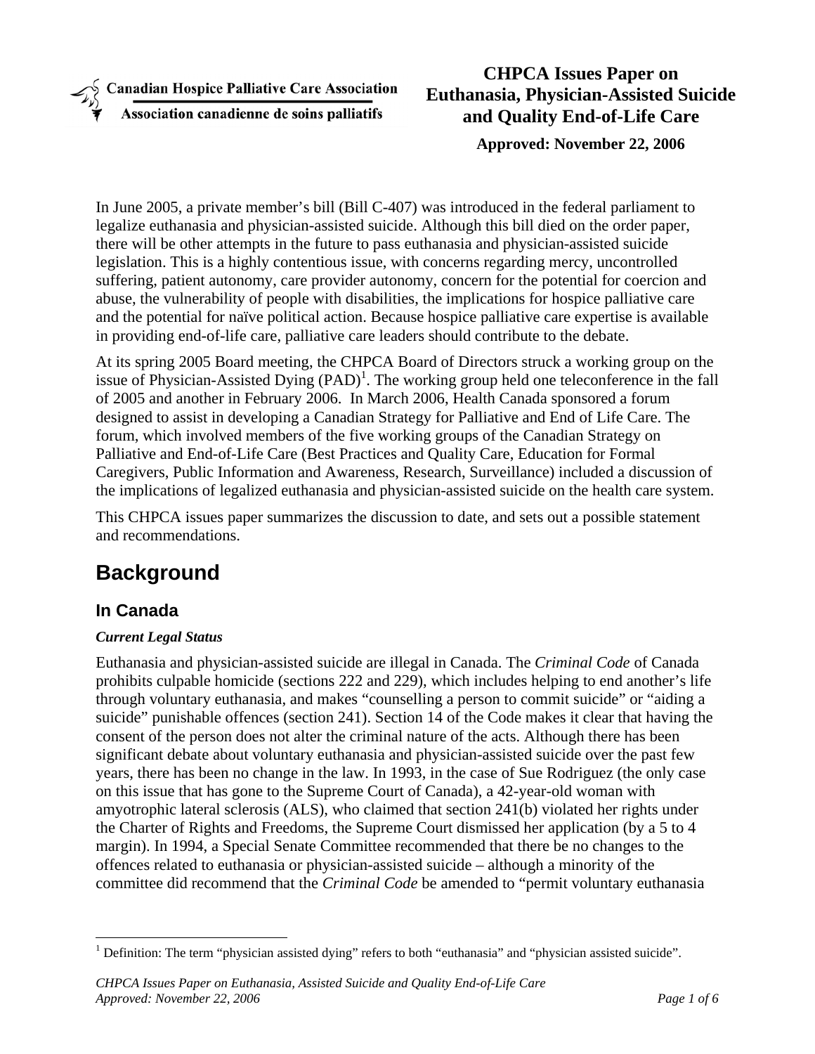Canadian Hospice Palliative Care Association

Association canadienne de soins palliatifs

# CHPCA Issues Paper on Euthanasia, Physician-Assisted Suicide and Quality End-of-Life Care

**Approved: November 22, 2006**

In June 2005, a private member's bill (Bill C-407) was introduced in the federal parliament to legalize euthanasia and physician-assisted suicide. Although this bill died on the order paper, there will be other attempts in the future to pass euthanasia and physician-assisted suicide legislation. This is a highly contentious issue, with concerns regarding mercy, uncontrolled suffering, patient autonomy, care provider autonomy, concern for the potential for coercion and abuse, the vulnerability of people with disabilities, the implications for hospice palliative care and the potential for naïve political action. Because hospice palliative care expertise is available in providing end-of-life care, palliative care leaders should contribute to the debate.

At its spring 2005 Board meeting, the CHPCA Board of Directors struck a working group on the issue of Physician-Assisted Dying (PAD)[1]. The working group held one teleconference in the fall of 2005 and another in February 2006. In March 2006, Health Canada sponsored a forum designed to assist in developing a Canadian Strategy for Palliative and End of Life Care. The forum, which involved members of the five working groups of the Canadian Strategy on Palliative and End-of-Life Care (Best Practices and Quality Care, Education for Formal Caregivers, Public Information and Awareness, Research, Surveillance) included a discussion of the implications of legalized euthanasia and physician-assisted suicide on the health care system.

This CHPCA issues paper summarizes the discussion to date, and sets out a possible statement and recommendations.

## Background

### In Canada

#### *Current Legal Status*

Euthanasia and physician-assisted suicide are illegal in Canada. The *Criminal Code* of Canada prohibits culpable homicide (sections 222 and 229), which includes helping to end another's life through voluntary euthanasia, and makes "counselling a person to commit suicide" or "aiding a suicide" punishable offences (section 241). Section 14 of the Code makes it clear that having the consent of the person does not alter the criminal nature of the acts. Although there has been significant debate about voluntary euthanasia and physician-assisted suicide over the past few years, there has been no change in the law. In 1993, in the case of Sue Rodriguez (the only case on this issue that has gone to the Supreme Court of Canada), a 42-year-old woman with amyotrophic lateral sclerosis (ALS), who claimed that section 241(b) violated her rights under the Charter of Rights and Freedoms, the Supreme Court dismissed her application (by a 5 to 4 margin). In 1994, a Special Senate Committee recommended that there be no changes to the offences related to euthanasia or physician-assisted suicide – although a minority of the committee did recommend that the *Criminal Code* be amended to "permit voluntary euthanasia

[1] Definition: The term "physician assisted dying" refers to both "euthanasia" and "physician assisted suicide".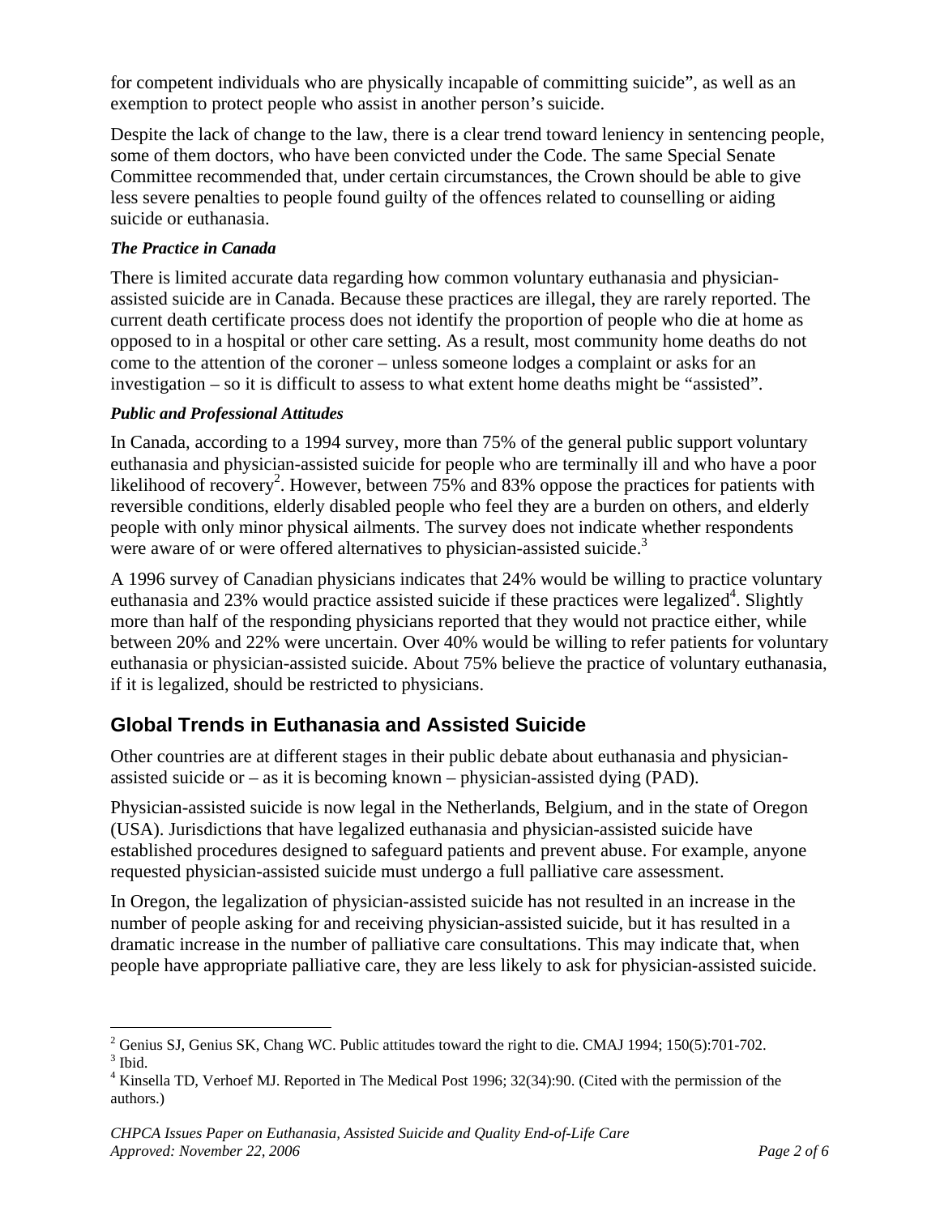for competent individuals who are physically incapable of committing suicide", as well as an exemption to protect people who assist in another person's suicide.

Despite the lack of change to the law, there is a clear trend toward leniency in sentencing people, some of them doctors, who have been convicted under the Code. The same Special Senate Committee recommended that, under certain circumstances, the Crown should be able to give less severe penalties to people found guilty of the offences related to counselling or aiding suicide or euthanasia.

***The Practice in Canada***

There is limited accurate data regarding how common voluntary euthanasia and physician-assisted suicide are in Canada. Because these practices are illegal, they are rarely reported. The current death certificate process does not identify the proportion of people who die at home as opposed to in a hospital or other care setting. As a result, most community home deaths do not come to the attention of the coroner – unless someone lodges a complaint or asks for an investigation – so it is difficult to assess to what extent home deaths might be "assisted".

***Public and Professional Attitudes***

In Canada, according to a 1994 survey, more than 75% of the general public support voluntary euthanasia and physician-assisted suicide for people who are terminally ill and who have a poor likelihood of recovery[2]. However, between 75% and 83% oppose the practices for patients with reversible conditions, elderly disabled people who feel they are a burden on others, and elderly people with only minor physical ailments. The survey does not indicate whether respondents were aware of or were offered alternatives to physician-assisted suicide.[3]

A 1996 survey of Canadian physicians indicates that 24% would be willing to practice voluntary euthanasia and 23% would practice assisted suicide if these practices were legalized[4]. Slightly more than half of the responding physicians reported that they would not practice either, while between 20% and 22% were uncertain. Over 40% would be willing to refer patients for voluntary euthanasia or physician-assisted suicide. About 75% believe the practice of voluntary euthanasia, if it is legalized, should be restricted to physicians.

## Global Trends in Euthanasia and Assisted Suicide

Other countries are at different stages in their public debate about euthanasia and physician-assisted suicide or – as it is becoming known – physician-assisted dying (PAD).

Physician-assisted suicide is now legal in the Netherlands, Belgium, and in the state of Oregon (USA). Jurisdictions that have legalized euthanasia and physician-assisted suicide have established procedures designed to safeguard patients and prevent abuse. For example, anyone requested physician-assisted suicide must undergo a full palliative care assessment.

In Oregon, the legalization of physician-assisted suicide has not resulted in an increase in the number of people asking for and receiving physician-assisted suicide, but it has resulted in a dramatic increase in the number of palliative care consultations. This may indicate that, when people have appropriate palliative care, they are less likely to ask for physician-assisted suicide.

---

[2] Genius SJ, Genius SK, Chang WC. Public attitudes toward the right to die. CMAJ 1994; 150(5):701-702.
[3] Ibid.
[4] Kinsella TD, Verhoef MJ. Reported in The Medical Post 1996; 32(34):90. (Cited with the permission of the authors.)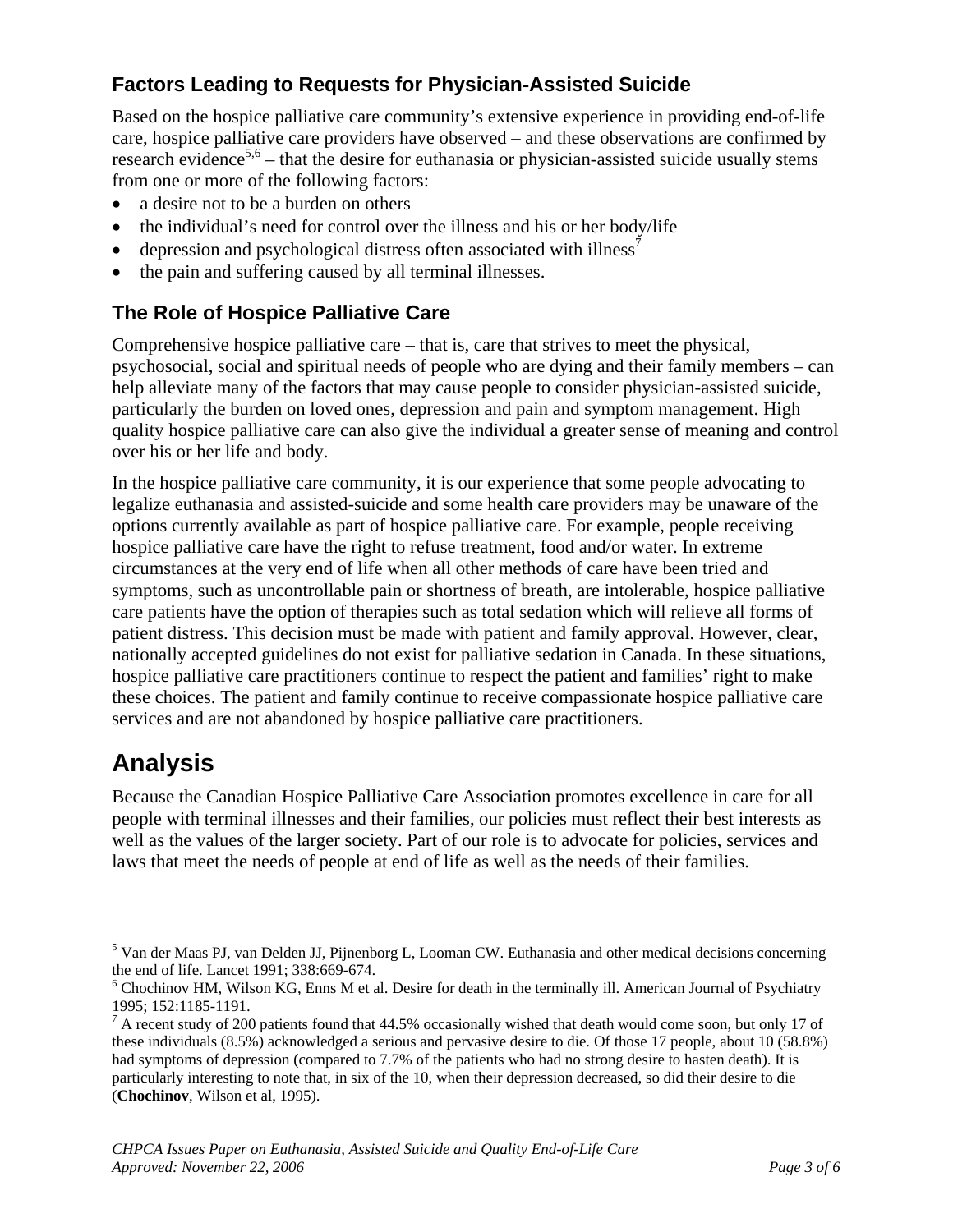### Factors Leading to Requests for Physician-Assisted Suicide

Based on the hospice palliative care community's extensive experience in providing end-of-life care, hospice palliative care providers have observed – and these observations are confirmed by research evidence[5,6] – that the desire for euthanasia or physician-assisted suicide usually stems from one or more of the following factors:

- a desire not to be a burden on others
- the individual's need for control over the illness and his or her body/life
- depression and psychological distress often associated with illness[7]
- the pain and suffering caused by all terminal illnesses.

### The Role of Hospice Palliative Care

Comprehensive hospice palliative care – that is, care that strives to meet the physical, psychosocial, social and spiritual needs of people who are dying and their family members – can help alleviate many of the factors that may cause people to consider physician-assisted suicide, particularly the burden on loved ones, depression and pain and symptom management. High quality hospice palliative care can also give the individual a greater sense of meaning and control over his or her life and body.

In the hospice palliative care community, it is our experience that some people advocating to legalize euthanasia and assisted-suicide and some health care providers may be unaware of the options currently available as part of hospice palliative care. For example, people receiving hospice palliative care have the right to refuse treatment, food and/or water. In extreme circumstances at the very end of life when all other methods of care have been tried and symptoms, such as uncontrollable pain or shortness of breath, are intolerable, hospice palliative care patients have the option of therapies such as total sedation which will relieve all forms of patient distress. This decision must be made with patient and family approval. However, clear, nationally accepted guidelines do not exist for palliative sedation in Canada. In these situations, hospice palliative care practitioners continue to respect the patient and families' right to make these choices. The patient and family continue to receive compassionate hospice palliative care services and are not abandoned by hospice palliative care practitioners.

## Analysis

Because the Canadian Hospice Palliative Care Association promotes excellence in care for all people with terminal illnesses and their families, our policies must reflect their best interests as well as the values of the larger society. Part of our role is to advocate for policies, services and laws that meet the needs of people at end of life as well as the needs of their families.

---

[5] Van der Maas PJ, van Delden JJ, Pijnenborg L, Looman CW. Euthanasia and other medical decisions concerning the end of life. Lancet 1991; 338:669-674.

[6] Chochinov HM, Wilson KG, Enns M et al. Desire for death in the terminally ill. American Journal of Psychiatry 1995; 152:1185-1191.

[7] A recent study of 200 patients found that 44.5% occasionally wished that death would come soon, but only 17 of these individuals (8.5%) acknowledged a serious and pervasive desire to die. Of those 17 people, about 10 (58.8%) had symptoms of depression (compared to 7.7% of the patients who had no strong desire to hasten death). It is particularly interesting to note that, in six of the 10, when their depression decreased, so did their desire to die (**Chochinov**, Wilson et al, 1995).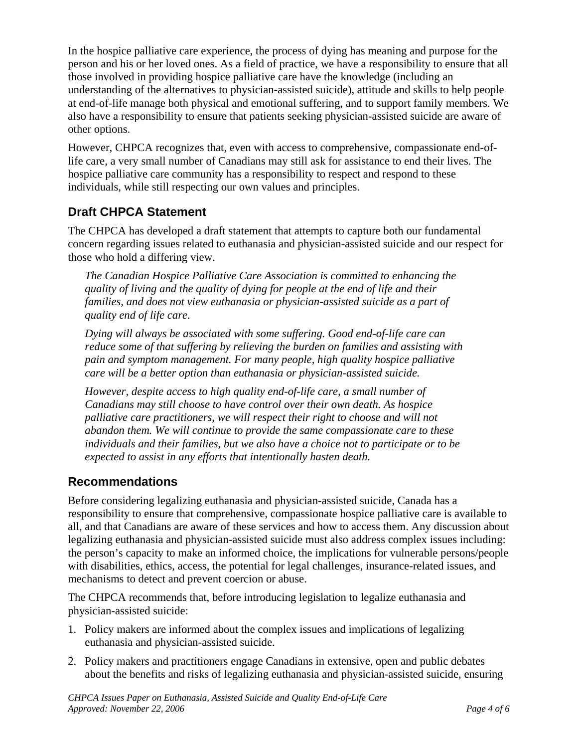In the hospice palliative care experience, the process of dying has meaning and purpose for the person and his or her loved ones. As a field of practice, we have a responsibility to ensure that all those involved in providing hospice palliative care have the knowledge (including an understanding of the alternatives to physician-assisted suicide), attitude and skills to help people at end-of-life manage both physical and emotional suffering, and to support family members. We also have a responsibility to ensure that patients seeking physician-assisted suicide are aware of other options.

However, CHPCA recognizes that, even with access to comprehensive, compassionate end-of-life care, a very small number of Canadians may still ask for assistance to end their lives. The hospice palliative care community has a responsibility to respect and respond to these individuals, while still respecting our own values and principles.

## Draft CHPCA Statement

The CHPCA has developed a draft statement that attempts to capture both our fundamental concern regarding issues related to euthanasia and physician-assisted suicide and our respect for those who hold a differing view.

> *The Canadian Hospice Palliative Care Association is committed to enhancing the quality of living and the quality of dying for people at the end of life and their families, and does not view euthanasia or physician-assisted suicide as a part of quality end of life care.*
>
> *Dying will always be associated with some suffering. Good end-of-life care can reduce some of that suffering by relieving the burden on families and assisting with pain and symptom management. For many people, high quality hospice palliative care will be a better option than euthanasia or physician-assisted suicide.*
>
> *However, despite access to high quality end-of-life care, a small number of Canadians may still choose to have control over their own death. As hospice palliative care practitioners, we will respect their right to choose and will not abandon them. We will continue to provide the same compassionate care to these individuals and their families, but we also have a choice not to participate or to be expected to assist in any efforts that intentionally hasten death.*

## Recommendations

Before considering legalizing euthanasia and physician-assisted suicide, Canada has a responsibility to ensure that comprehensive, compassionate hospice palliative care is available to all, and that Canadians are aware of these services and how to access them. Any discussion about legalizing euthanasia and physician-assisted suicide must also address complex issues including: the person's capacity to make an informed choice, the implications for vulnerable persons/people with disabilities, ethics, access, the potential for legal challenges, insurance-related issues, and mechanisms to detect and prevent coercion or abuse.

The CHPCA recommends that, before introducing legislation to legalize euthanasia and physician-assisted suicide:

1. Policy makers are informed about the complex issues and implications of legalizing euthanasia and physician-assisted suicide.
2. Policy makers and practitioners engage Canadians in extensive, open and public debates about the benefits and risks of legalizing euthanasia and physician-assisted suicide, ensuring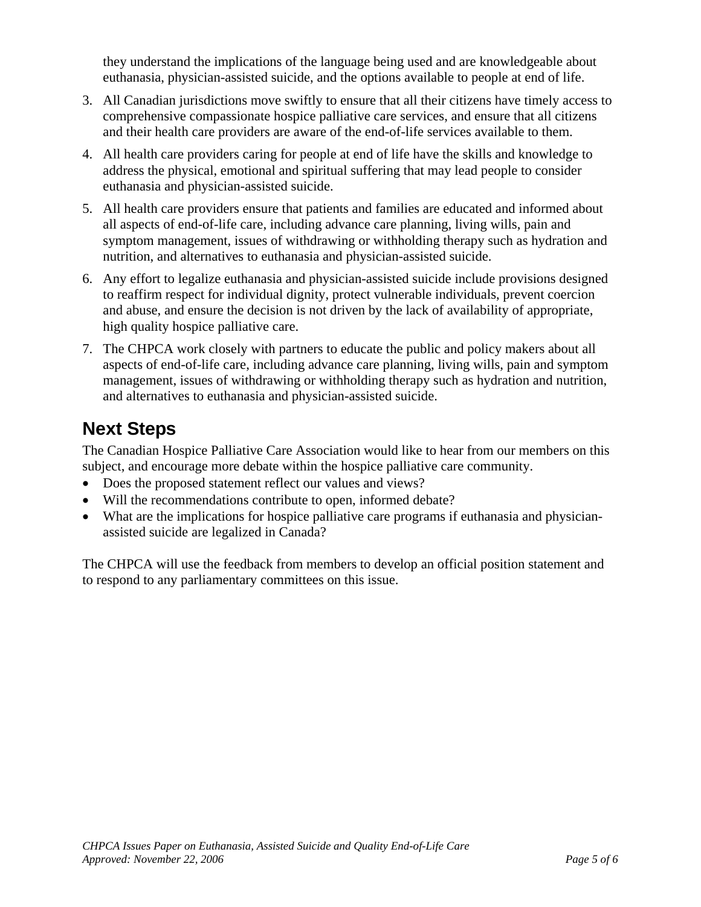they understand the implications of the language being used and are knowledgeable about euthanasia, physician-assisted suicide, and the options available to people at end of life.

3. All Canadian jurisdictions move swiftly to ensure that all their citizens have timely access to comprehensive compassionate hospice palliative care services, and ensure that all citizens and their health care providers are aware of the end-of-life services available to them.
4. All health care providers caring for people at end of life have the skills and knowledge to address the physical, emotional and spiritual suffering that may lead people to consider euthanasia and physician-assisted suicide.
5. All health care providers ensure that patients and families are educated and informed about all aspects of end-of-life care, including advance care planning, living wills, pain and symptom management, issues of withdrawing or withholding therapy such as hydration and nutrition, and alternatives to euthanasia and physician-assisted suicide.
6. Any effort to legalize euthanasia and physician-assisted suicide include provisions designed to reaffirm respect for individual dignity, protect vulnerable individuals, prevent coercion and abuse, and ensure the decision is not driven by the lack of availability of appropriate, high quality hospice palliative care.
7. The CHPCA work closely with partners to educate the public and policy makers about all aspects of end-of-life care, including advance care planning, living wills, pain and symptom management, issues of withdrawing or withholding therapy such as hydration and nutrition, and alternatives to euthanasia and physician-assisted suicide.

## Next Steps

The Canadian Hospice Palliative Care Association would like to hear from our members on this subject, and encourage more debate within the hospice palliative care community.

- Does the proposed statement reflect our values and views?
- Will the recommendations contribute to open, informed debate?
- What are the implications for hospice palliative care programs if euthanasia and physician-assisted suicide are legalized in Canada?

The CHPCA will use the feedback from members to develop an official position statement and to respond to any parliamentary committees on this issue.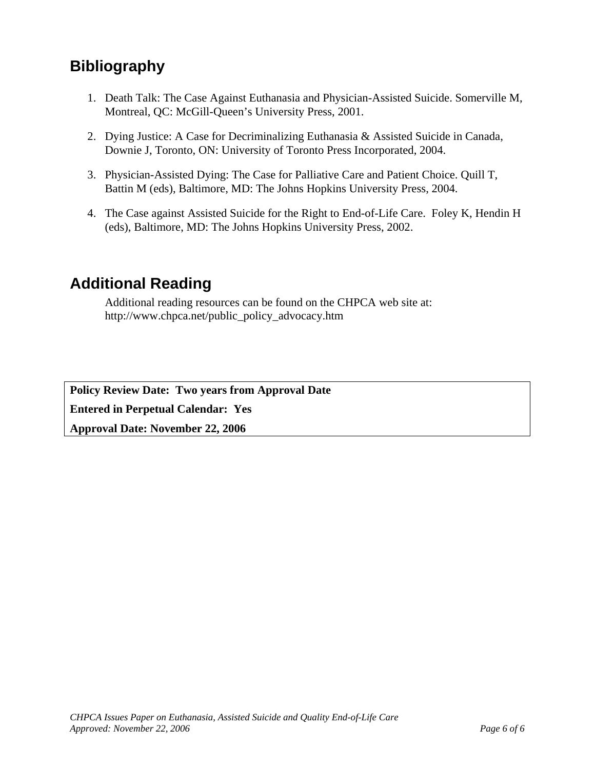## Bibliography

1. Death Talk: The Case Against Euthanasia and Physician-Assisted Suicide. Somerville M, Montreal, QC: McGill-Queen's University Press, 2001.

2. Dying Justice: A Case for Decriminalizing Euthanasia & Assisted Suicide in Canada, Downie J, Toronto, ON: University of Toronto Press Incorporated, 2004.

3. Physician-Assisted Dying: The Case for Palliative Care and Patient Choice. Quill T, Battin M (eds), Baltimore, MD: The Johns Hopkins University Press, 2004.

4. The Case against Assisted Suicide for the Right to End-of-Life Care. Foley K, Hendin H (eds), Baltimore, MD: The Johns Hopkins University Press, 2002.

## Additional Reading

Additional reading resources can be found on the CHPCA web site at: http://www.chpca.net/public_policy_advocacy.htm

**Policy Review Date: Two years from Approval Date**

**Entered in Perpetual Calendar: Yes**

**Approval Date: November 22, 2006**